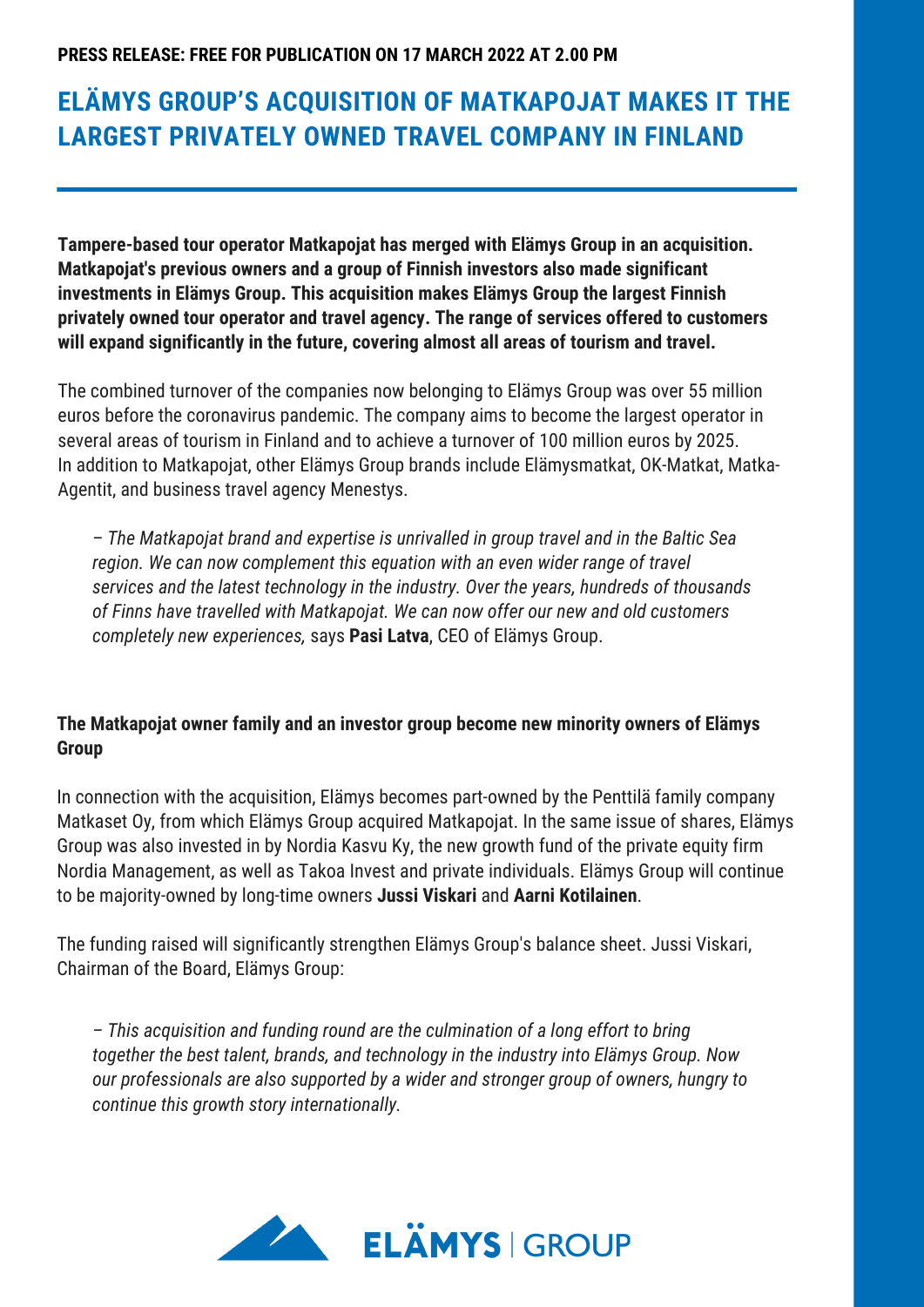**PRESS RELEASE: FREE FOR PUBLICATION ON 17 MARCH 2022 AT 2.00 PM**

# ELÄMYS GROUP'S ACQUISITION OF MATKAPOJAT MAKES IT THE LARGEST PRIVATELY OWNED TRAVEL COMPANY IN FINLAND

**Tampere-based tour operator Matkapojat has merged with Elämys Group in an acquisition. Matkapojat's previous owners and a group of Finnish investors also made significant investments in Elämys Group. This acquisition makes Elämys Group the largest Finnish privately owned tour operator and travel agency. The range of services offered to customers will expand significantly in the future, covering almost all areas of tourism and travel.**

The combined turnover of the companies now belonging to Elämys Group was over 55 million euros before the coronavirus pandemic. The company aims to become the largest operator in several areas of tourism in Finland and to achieve a turnover of 100 million euros by 2025. In addition to Matkapojat, other Elämys Group brands include Elämysmatkat, OK-Matkat, Matka-Agentit, and business travel agency Menestys.

> *– The Matkapojat brand and expertise is unrivalled in group travel and in the Baltic Sea region. We can now complement this equation with an even wider range of travel services and the latest technology in the industry. Over the years, hundreds of thousands of Finns have travelled with Matkapojat. We can now offer our new and old customers completely new experiences,* says **Pasi Latva**, CEO of Elämys Group.

### The Matkapojat owner family and an investor group become new minority owners of Elämys Group

In connection with the acquisition, Elämys becomes part-owned by the Penttilä family company Matkaset Oy, from which Elämys Group acquired Matkapojat. In the same issue of shares, Elämys Group was also invested in by Nordia Kasvu Ky, the new growth fund of the private equity firm Nordia Management, as well as Takoa Invest and private individuals. Elämys Group will continue to be majority-owned by long-time owners **Jussi Viskari** and **Aarni Kotilainen**.

The funding raised will significantly strengthen Elämys Group's balance sheet. Jussi Viskari, Chairman of the Board, Elämys Group:

> *– This acquisition and funding round are the culmination of a long effort to bring together the best talent, brands, and technology in the industry into Elämys Group. Now our professionals are also supported by a wider and stronger group of owners, hungry to continue this growth story internationally.*

ELÄMYS | GROUP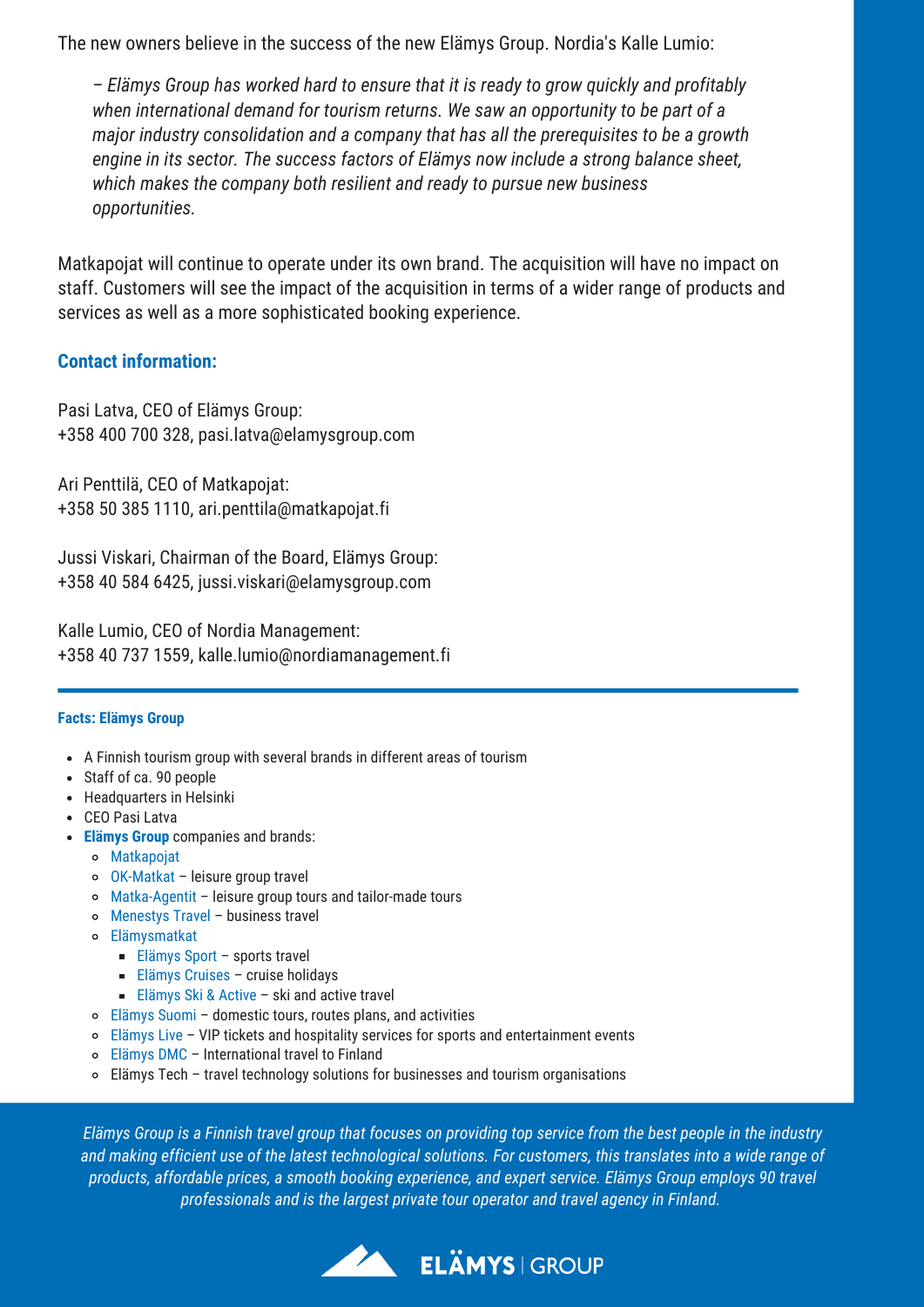The new owners believe in the success of the new Elämys Group. Nordia's Kalle Lumio:

> *– Elämys Group has worked hard to ensure that it is ready to grow quickly and profitably when international demand for tourism returns. We saw an opportunity to be part of a major industry consolidation and a company that has all the prerequisites to be a growth engine in its sector. The success factors of Elämys now include a strong balance sheet, which makes the company both resilient and ready to pursue new business opportunities.*

Matkapojat will continue to operate under its own brand. The acquisition will have no impact on staff. Customers will see the impact of the acquisition in terms of a wider range of products and services as well as a more sophisticated booking experience.

## Contact information:

Pasi Latva, CEO of Elämys Group:
+358 400 700 328, pasi.latva@elamysgroup.com

Ari Penttilä, CEO of Matkapojat:
+358 50 385 1110, ari.penttila@matkapojat.fi

Jussi Viskari, Chairman of the Board, Elämys Group:
+358 40 584 6425, jussi.viskari@elamysgroup.com

Kalle Lumio, CEO of Nordia Management:
+358 40 737 1559, kalle.lumio@nordiamanagement.fi

---

### Facts: Elämys Group

- A Finnish tourism group with several brands in different areas of tourism
- Staff of ca. 90 people
- Headquarters in Helsinki
- CEO Pasi Latva
- **Elämys Group** companies and brands:
  - Matkapojat
  - OK-Matkat – leisure group travel
  - Matka-Agentit – leisure group tours and tailor-made tours
  - Menestys Travel – business travel
  - Elämysmatkat
    - Elämys Sport – sports travel
    - Elämys Cruises – cruise holidays
    - Elämys Ski & Active – ski and active travel
  - Elämys Suomi – domestic tours, routes plans, and activities
  - Elämys Live – VIP tickets and hospitality services for sports and entertainment events
  - Elämys DMC – International travel to Finland
  - Elämys Tech – travel technology solutions for businesses and tourism organisations

*Elämys Group is a Finnish travel group that focuses on providing top service from the best people in the industry and making efficient use of the latest technological solutions. For customers, this translates into a wide range of products, affordable prices, a smooth booking experience, and expert service. Elämys Group employs 90 travel professionals and is the largest private tour operator and travel agency in Finland.*

ELÄMYS | GROUP